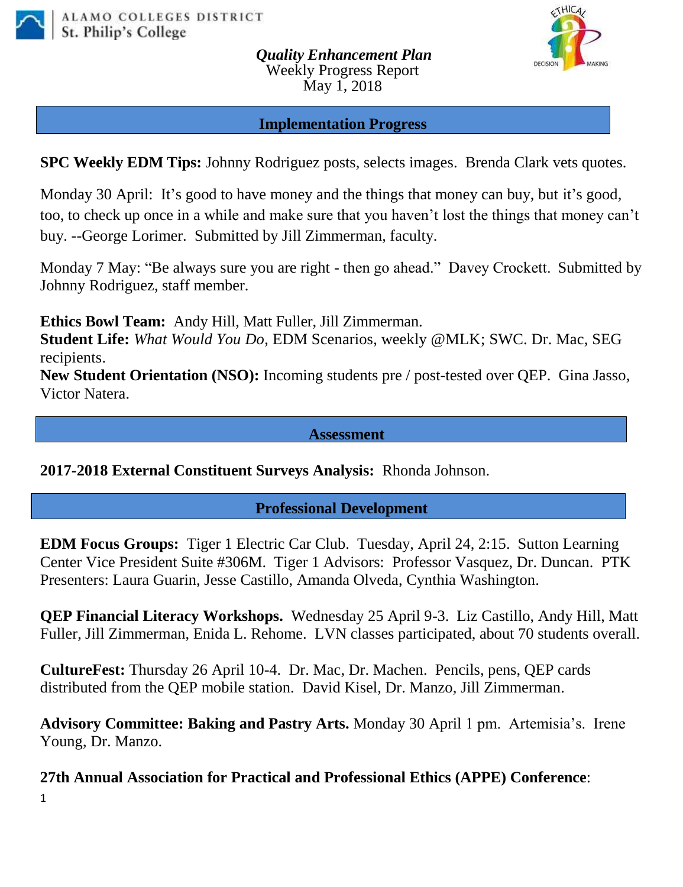ALAMO COLLEGES DISTRICT
St. Philip's College

***Quality Enhancement Plan***
Weekly Progress Report
May 1, 2018

## Implementation Progress

**SPC Weekly EDM Tips:** Johnny Rodriguez posts, selects images. Brenda Clark vets quotes.

Monday 30 April: It's good to have money and the things that money can buy, but it's good, too, to check up once in a while and make sure that you haven't lost the things that money can't buy. --George Lorimer. Submitted by Jill Zimmerman, faculty.

Monday 7 May: "Be always sure you are right - then go ahead." Davey Crockett. Submitted by Johnny Rodriguez, staff member.

**Ethics Bowl Team:** Andy Hill, Matt Fuller, Jill Zimmerman.
**Student Life:** *What Would You Do*, EDM Scenarios, weekly @MLK; SWC. Dr. Mac, SEG recipients.
**New Student Orientation (NSO):** Incoming students pre / post-tested over QEP. Gina Jasso, Victor Natera.

## Assessment

**2017-2018 External Constituent Surveys Analysis:** Rhonda Johnson.

## Professional Development

**EDM Focus Groups:** Tiger 1 Electric Car Club. Tuesday, April 24, 2:15. Sutton Learning Center Vice President Suite #306M. Tiger 1 Advisors: Professor Vasquez, Dr. Duncan. PTK Presenters: Laura Guarin, Jesse Castillo, Amanda Olveda, Cynthia Washington.

**QEP Financial Literacy Workshops.** Wednesday 25 April 9-3. Liz Castillo, Andy Hill, Matt Fuller, Jill Zimmerman, Enida L. Rehome. LVN classes participated, about 70 students overall.

**CultureFest:** Thursday 26 April 10-4. Dr. Mac, Dr. Machen. Pencils, pens, QEP cards distributed from the QEP mobile station. David Kisel, Dr. Manzo, Jill Zimmerman.

**Advisory Committee: Baking and Pastry Arts.** Monday 30 April 1 pm. Artemisia's. Irene Young, Dr. Manzo.

**27th Annual Association for Practical and Professional Ethics (APPE) Conference**: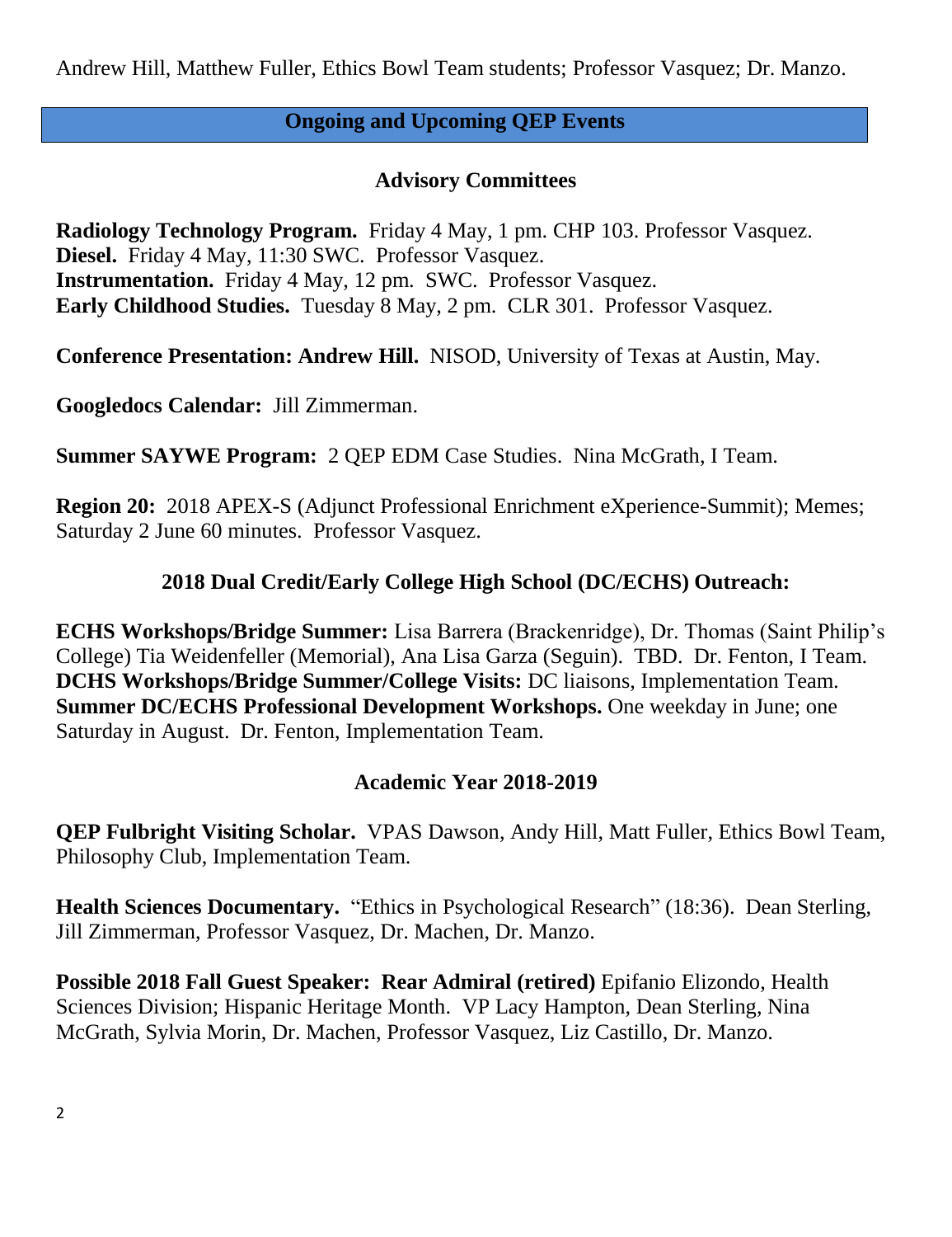Andrew Hill, Matthew Fuller, Ethics Bowl Team students; Professor Vasquez; Dr. Manzo.

## Ongoing and Upcoming QEP Events

### Advisory Committees

**Radiology Technology Program.** Friday 4 May, 1 pm. CHP 103. Professor Vasquez.
**Diesel.** Friday 4 May, 11:30 SWC. Professor Vasquez.
**Instrumentation.** Friday 4 May, 12 pm. SWC. Professor Vasquez.
**Early Childhood Studies.** Tuesday 8 May, 2 pm. CLR 301. Professor Vasquez.

**Conference Presentation: Andrew Hill.** NISOD, University of Texas at Austin, May.

**Googledocs Calendar:** Jill Zimmerman.

**Summer SAYWE Program:** 2 QEP EDM Case Studies. Nina McGrath, I Team.

**Region 20:** 2018 APEX-S (Adjunct Professional Enrichment eXperience-Summit); Memes; Saturday 2 June 60 minutes. Professor Vasquez.

### 2018 Dual Credit/Early College High School (DC/ECHS) Outreach:

**ECHS Workshops/Bridge Summer:** Lisa Barrera (Brackenridge), Dr. Thomas (Saint Philip's College) Tia Weidenfeller (Memorial), Ana Lisa Garza (Seguin). TBD. Dr. Fenton, I Team.
**DCHS Workshops/Bridge Summer/College Visits:** DC liaisons, Implementation Team.
**Summer DC/ECHS Professional Development Workshops.** One weekday in June; one Saturday in August. Dr. Fenton, Implementation Team.

### Academic Year 2018-2019

**QEP Fulbright Visiting Scholar.** VPAS Dawson, Andy Hill, Matt Fuller, Ethics Bowl Team, Philosophy Club, Implementation Team.

**Health Sciences Documentary.** "Ethics in Psychological Research" (18:36). Dean Sterling, Jill Zimmerman, Professor Vasquez, Dr. Machen, Dr. Manzo.

**Possible 2018 Fall Guest Speaker: Rear Admiral (retired)** Epifanio Elizondo, Health Sciences Division; Hispanic Heritage Month. VP Lacy Hampton, Dean Sterling, Nina McGrath, Sylvia Morin, Dr. Machen, Professor Vasquez, Liz Castillo, Dr. Manzo.